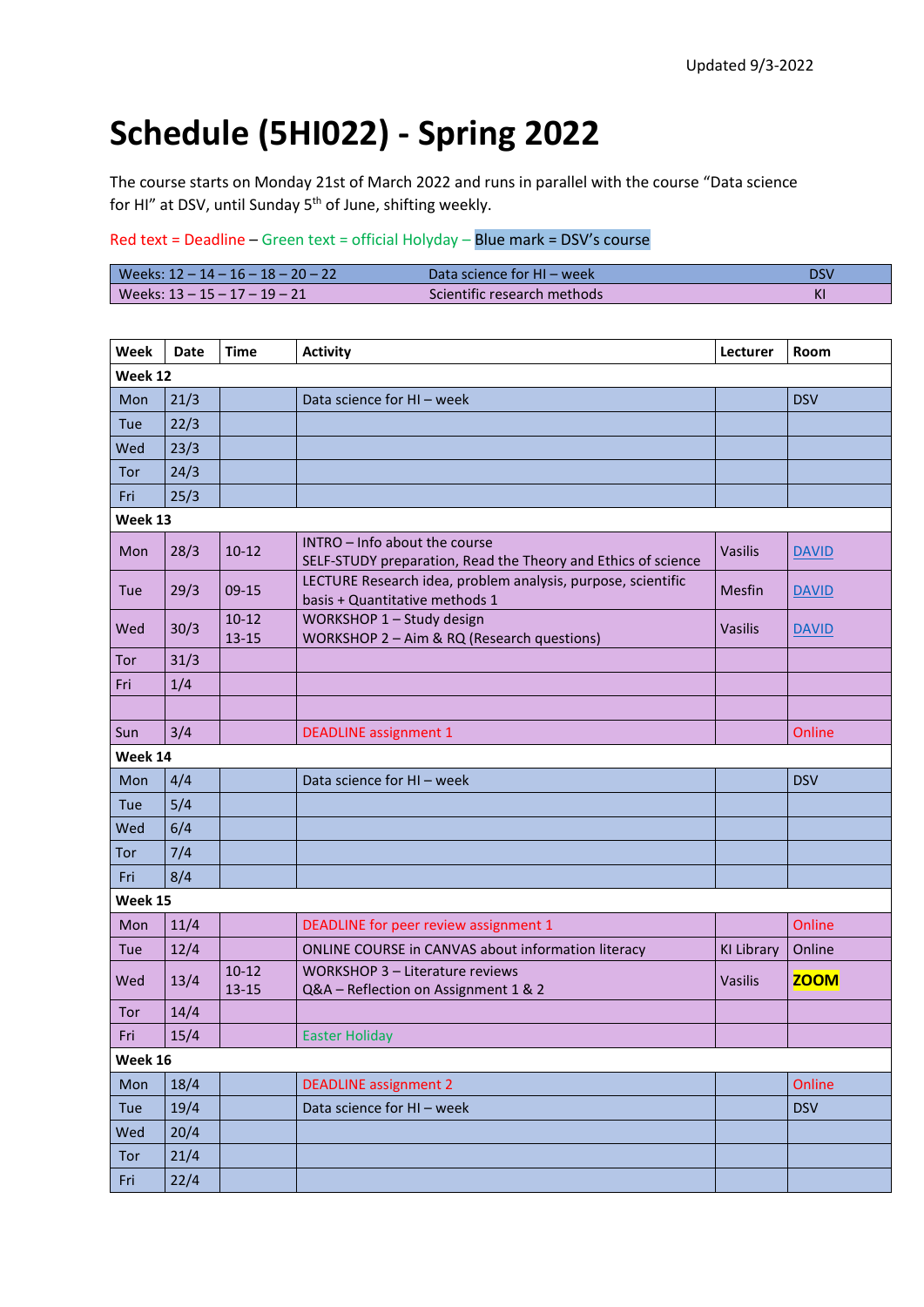Updated 9/3-2022

# Schedule (5HI022) - Spring 2022

The course starts on Monday 21st of March 2022 and runs in parallel with the course "Data science for HI" at DSV, until Sunday 5th of June, shifting weekly.

Red text = Deadline – Green text = official Holyday – Blue mark = DSV's course

| Weeks | Course | |
|---|---|---|
| Weeks: 12 – 14 – 16 – 18 – 20 – 22 | Data science for HI – week | DSV |
| Weeks: 13 – 15 – 17 – 19 – 21 | Scientific research methods | KI |

| Week | Date | Time | Activity | Lecturer | Room |
|---|---|---|---|---|---|
| **Week 12** | | | | | |
| Mon | 21/3 | | Data science for HI – week | | DSV |
| Tue | 22/3 | | | | |
| Wed | 23/3 | | | | |
| Tor | 24/3 | | | | |
| Fri | 25/3 | | | | |
| **Week 13** | | | | | |
| Mon | 28/3 | 10-12 | INTRO – Info about the course<br>SELF-STUDY preparation, Read the Theory and Ethics of science | Vasilis | DAVID |
| Tue | 29/3 | 09-15 | LECTURE Research idea, problem analysis, purpose, scientific basis + Quantitative methods 1 | Mesfin | DAVID |
| Wed | 30/3 | 10-12<br>13-15 | WORKSHOP 1 – Study design<br>WORKSHOP 2 – Aim & RQ (Research questions) | Vasilis | DAVID |
| Tor | 31/3 | | | | |
| Fri | 1/4 | | | | |
| | | | | | |
| Sun | 3/4 | | DEADLINE assignment 1 | | Online |
| **Week 14** | | | | | |
| Mon | 4/4 | | Data science for HI – week | | DSV |
| Tue | 5/4 | | | | |
| Wed | 6/4 | | | | |
| Tor | 7/4 | | | | |
| Fri | 8/4 | | | | |
| **Week 15** | | | | | |
| Mon | 11/4 | | DEADLINE for peer review assignment 1 | | Online |
| Tue | 12/4 | | ONLINE COURSE in CANVAS about information literacy | KI Library | Online |
| Wed | 13/4 | 10-12<br>13-15 | WORKSHOP 3 – Literature reviews<br>Q&A – Reflection on Assignment 1 & 2 | Vasilis | ZOOM |
| Tor | 14/4 | | | | |
| Fri | 15/4 | | Easter Holiday | | |
| **Week 16** | | | | | |
| Mon | 18/4 | | DEADLINE assignment 2 | | Online |
| Tue | 19/4 | | Data science for HI – week | | DSV |
| Wed | 20/4 | | | | |
| Tor | 21/4 | | | | |
| Fri | 22/4 | | | | |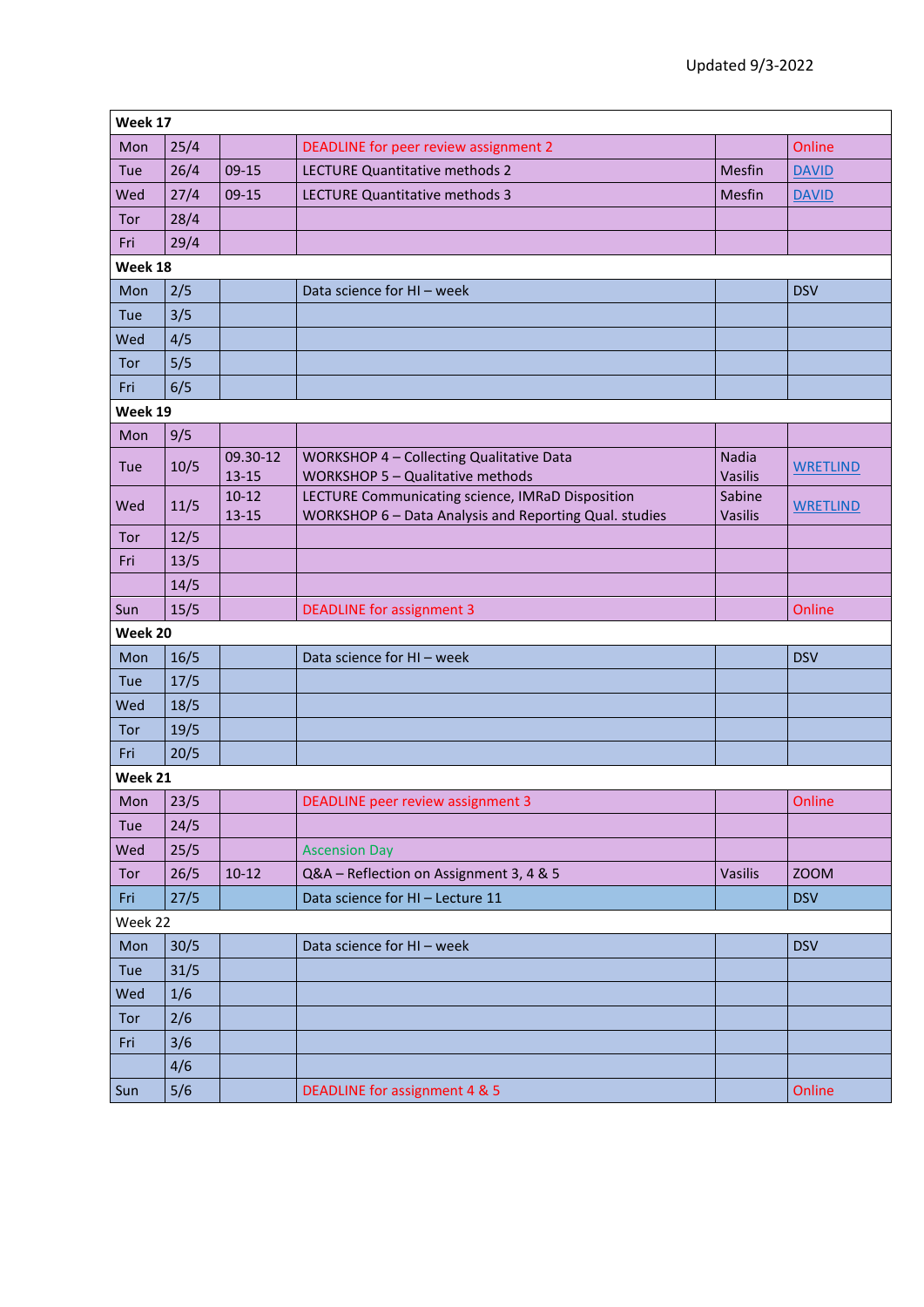Updated 9/3-2022

| | | | | | |
|---|---|---|---|---|---|
| **Week 17** | | | | | |
| Mon | 25/4 | | DEADLINE for peer review assignment 2 | | Online |
| Tue | 26/4 | 09-15 | LECTURE Quantitative methods 2 | Mesfin | DAVID |
| Wed | 27/4 | 09-15 | LECTURE Quantitative methods 3 | Mesfin | DAVID |
| Tor | 28/4 | | | | |
| Fri | 29/4 | | | | |
| **Week 18** | | | | | |
| Mon | 2/5 | | Data science for HI – week | | DSV |
| Tue | 3/5 | | | | |
| Wed | 4/5 | | | | |
| Tor | 5/5 | | | | |
| Fri | 6/5 | | | | |
| **Week 19** | | | | | |
| Mon | 9/5 | | | | |
| Tue | 10/5 | 09.30-12<br>13-15 | WORKSHOP 4 – Collecting Qualitative Data<br>WORKSHOP 5 – Qualitative methods | Nadia<br>Vasilis | WRETLIND |
| Wed | 11/5 | 10-12<br>13-15 | LECTURE Communicating science, IMRaD Disposition<br>WORKSHOP 6 – Data Analysis and Reporting Qual. studies | Sabine<br>Vasilis | WRETLIND |
| Tor | 12/5 | | | | |
| Fri | 13/5 | | | | |
| | 14/5 | | | | |
| Sun | 15/5 | | DEADLINE for assignment 3 | | Online |
| **Week 20** | | | | | |
| Mon | 16/5 | | Data science for HI – week | | DSV |
| Tue | 17/5 | | | | |
| Wed | 18/5 | | | | |
| Tor | 19/5 | | | | |
| Fri | 20/5 | | | | |
| **Week 21** | | | | | |
| Mon | 23/5 | | DEADLINE peer review assignment 3 | | Online |
| Tue | 24/5 | | | | |
| Wed | 25/5 | | Ascension Day | | |
| Tor | 26/5 | 10-12 | Q&A – Reflection on Assignment 3, 4 & 5 | Vasilis | ZOOM |
| Fri | 27/5 | | Data science for HI – Lecture 11 | | DSV |
| Week 22 | | | | | |
| Mon | 30/5 | | Data science for HI – week | | DSV |
| Tue | 31/5 | | | | |
| Wed | 1/6 | | | | |
| Tor | 2/6 | | | | |
| Fri | 3/6 | | | | |
| | 4/6 | | | | |
| Sun | 5/6 | | DEADLINE for assignment 4 & 5 | | Online |